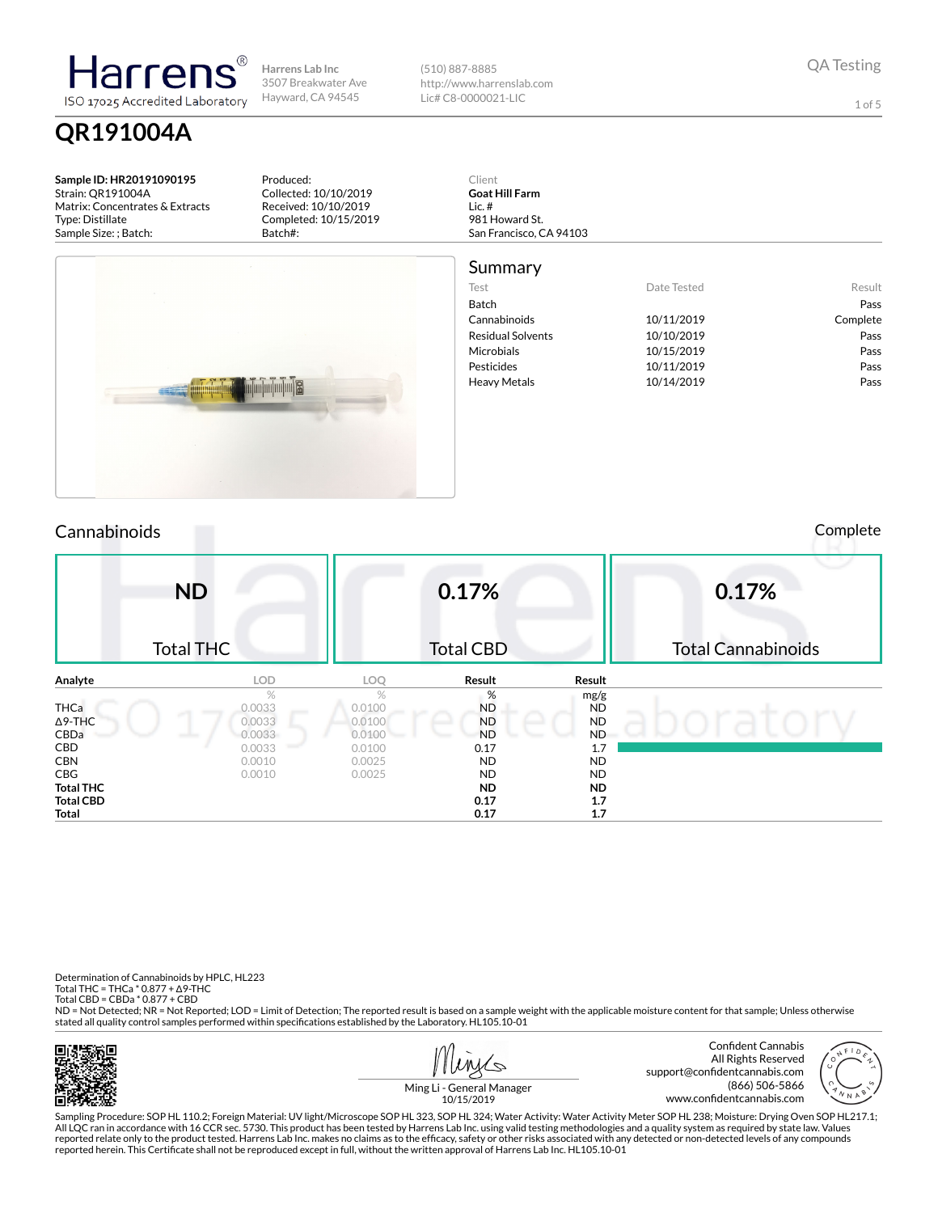# Harrens®

ISO 17025 Accredited Laboratory

**Harrens Lab Inc**
3507 Breakwater Ave
Hayward, CA 94545

(510) 887-8885
http://www.harrenslab.com
Lic# C8-0000021-LIC

QA Testing

## QR191004A

**Sample ID: HR20191090195**
Strain: QR191004A
Matrix: Concentrates & Extracts
Type: Distillate
Sample Size: ; Batch:

Produced:
Collected: 10/10/2019
Received: 10/10/2019
Completed: 10/15/2019
Batch#:

Client
**Goat Hill Farm**
Lic. #
981 Howard St.
San Francisco, CA 94103

## Summary

| Test | Date Tested | Result |
|---|---|---|
| Batch | | Pass |
| Cannabinoids | 10/11/2019 | Complete |
| Residual Solvents | 10/10/2019 | Pass |
| Microbials | 10/15/2019 | Pass |
| Pesticides | 10/11/2019 | Pass |
| Heavy Metals | 10/14/2019 | Pass |

## Cannabinoids

Complete

| ND | 0.17% | 0.17% |
|---|---|---|
| Total THC | Total CBD | Total Cannabinoids |

| Analyte | LOD | LOQ | Result | Result |
|---|---|---|---|---|
| | % | % | % | mg/g |
| THCa | 0.0033 | 0.0100 | ND | ND |
| Δ9-THC | 0.0033 | 0.0100 | ND | ND |
| CBDa | 0.0033 | 0.0100 | ND | ND |
| CBD | 0.0033 | 0.0100 | 0.17 | 1.7 |
| CBN | 0.0010 | 0.0025 | ND | ND |
| CBG | 0.0010 | 0.0025 | ND | ND |
| **Total THC** | | | **ND** | **ND** |
| **Total CBD** | | | **0.17** | **1.7** |
| **Total** | | | **0.17** | **1.7** |

Determination of Cannabinoids by HPLC, HL223
Total THC = THCa * 0.877 + Δ9-THC
Total CBD = CBDa * 0.877 + CBD
ND = Not Detected; NR = Not Reported; LOD = Limit of Detection; The reported result is based on a sample weight with the applicable moisture content for that sample; Unless otherwise stated all quality control samples performed within specifications established by the Laboratory. HL105.10-01

Ming Li - General Manager
10/15/2019

Confident Cannabis
All Rights Reserved
support@confidentcannabis.com
(866) 506-5866
www.confidentcannabis.com

Sampling Procedure: SOP HL 110.2; Foreign Material: UV light/Microscope SOP HL 323, SOP HL 324; Water Activity: Water Activity Meter SOP HL 238; Moisture: Drying Oven SOP HL217.1; All LQC ran in accordance with 16 CCR sec. 5730. This product has been tested by Harrens Lab Inc. using valid testing methodologies and a quality system as required by state law. Values reported relate only to the product tested. Harrens Lab Inc. makes no claims as to the efficacy, safety or other risks associated with any detected or non-detected levels of any compounds reported herein. This Certificate shall not be reproduced except in full, without the written approval of Harrens Lab Inc. HL105.10-01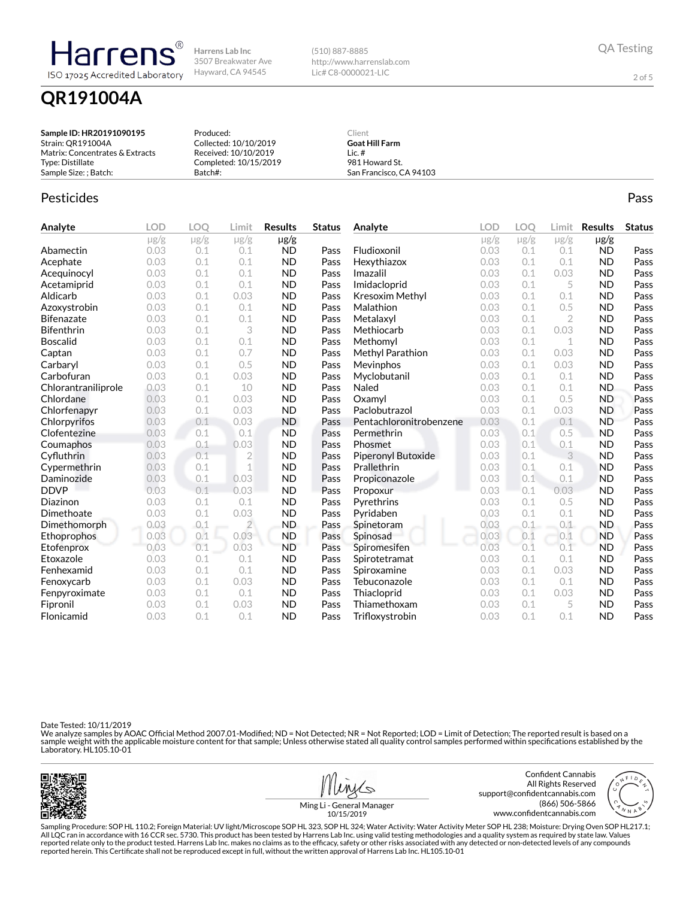# Harrens

ISO 17025 Accredited Laboratory

Harrens Lab Inc
3507 Breakwater Ave
Hayward, CA 94545

(510) 887-8885
http://www.harrenslab.com
Lic# C8-0000021-LIC

QA Testing

## QR191004A

**Sample ID: HR20191090195**
Strain: QR191004A
Matrix: Concentrates & Extracts
Type: Distillate
Sample Size: ; Batch:

Produced:
Collected: 10/10/2019
Received: 10/10/2019
Completed: 10/15/2019
Batch#:

Client
**Goat Hill Farm**
Lic. #
981 Howard St.
San Francisco, CA 94103

### Pesticides

Pass

| Analyte | LOD | LOQ | Limit | Results | Status |
|---|---|---|---|---|---|
| | μg/g | μg/g | μg/g | μg/g | |
| Abamectin | 0.03 | 0.1 | 0.1 | ND | Pass |
| Acephate | 0.03 | 0.1 | 0.1 | ND | Pass |
| Acequinocyl | 0.03 | 0.1 | 0.1 | ND | Pass |
| Acetamiprid | 0.03 | 0.1 | 0.1 | ND | Pass |
| Aldicarb | 0.03 | 0.1 | 0.03 | ND | Pass |
| Azoxystrobin | 0.03 | 0.1 | 0.1 | ND | Pass |
| Bifenazate | 0.03 | 0.1 | 0.1 | ND | Pass |
| Bifenthrin | 0.03 | 0.1 | 3 | ND | Pass |
| Boscalid | 0.03 | 0.1 | 0.1 | ND | Pass |
| Captan | 0.03 | 0.1 | 0.7 | ND | Pass |
| Carbaryl | 0.03 | 0.1 | 0.5 | ND | Pass |
| Carbofuran | 0.03 | 0.1 | 0.03 | ND | Pass |
| Chlorantraniliprole | 0.03 | 0.1 | 10 | ND | Pass |
| Chlordane | 0.03 | 0.1 | 0.03 | ND | Pass |
| Chlorfenapyr | 0.03 | 0.1 | 0.03 | ND | Pass |
| Chlorpyrifos | 0.03 | 0.1 | 0.03 | ND | Pass |
| Clofentezine | 0.03 | 0.1 | 0.1 | ND | Pass |
| Coumaphos | 0.03 | 0.1 | 0.03 | ND | Pass |
| Cyfluthrin | 0.03 | 0.1 | 2 | ND | Pass |
| Cypermethrin | 0.03 | 0.1 | 1 | ND | Pass |
| Daminozide | 0.03 | 0.1 | 0.03 | ND | Pass |
| DDVP | 0.03 | 0.1 | 0.03 | ND | Pass |
| Diazinon | 0.03 | 0.1 | 0.1 | ND | Pass |
| Dimethoate | 0.03 | 0.1 | 0.03 | ND | Pass |
| Dimethomorph | 0.03 | 0.1 | 2 | ND | Pass |
| Ethoprophos | 0.03 | 0.1 | 0.03 | ND | Pass |
| Etofenprox | 0.03 | 0.1 | 0.03 | ND | Pass |
| Etoxazole | 0.03 | 0.1 | 0.1 | ND | Pass |
| Fenhexamid | 0.03 | 0.1 | 0.1 | ND | Pass |
| Fenoxycarb | 0.03 | 0.1 | 0.03 | ND | Pass |
| Fenpyroximate | 0.03 | 0.1 | 0.1 | ND | Pass |
| Fipronil | 0.03 | 0.1 | 0.03 | ND | Pass |
| Flonicamid | 0.03 | 0.1 | 0.1 | ND | Pass |
| Fludioxonil | 0.03 | 0.1 | 0.1 | ND | Pass |
| Hexythiazox | 0.03 | 0.1 | 0.1 | ND | Pass |
| Imazalil | 0.03 | 0.1 | 0.03 | ND | Pass |
| Imidacloprid | 0.03 | 0.1 | 5 | ND | Pass |
| Kresoxim Methyl | 0.03 | 0.1 | 0.1 | ND | Pass |
| Malathion | 0.03 | 0.1 | 0.5 | ND | Pass |
| Metalaxyl | 0.03 | 0.1 | 2 | ND | Pass |
| Methiocarb | 0.03 | 0.1 | 0.03 | ND | Pass |
| Methomyl | 0.03 | 0.1 | 1 | ND | Pass |
| Methyl Parathion | 0.03 | 0.1 | 0.03 | ND | Pass |
| Mevinphos | 0.03 | 0.1 | 0.03 | ND | Pass |
| Myclobutanil | 0.03 | 0.1 | 0.1 | ND | Pass |
| Naled | 0.03 | 0.1 | 0.1 | ND | Pass |
| Oxamyl | 0.03 | 0.1 | 0.5 | ND | Pass |
| Paclobutrazol | 0.03 | 0.1 | 0.03 | ND | Pass |
| Pentachloronitrobenzene | 0.03 | 0.1 | 0.1 | ND | Pass |
| Permethrin | 0.03 | 0.1 | 0.5 | ND | Pass |
| Phosmet | 0.03 | 0.1 | 0.1 | ND | Pass |
| Piperonyl Butoxide | 0.03 | 0.1 | 3 | ND | Pass |
| Prallethrin | 0.03 | 0.1 | 0.1 | ND | Pass |
| Propiconazole | 0.03 | 0.1 | 0.1 | ND | Pass |
| Propoxur | 0.03 | 0.1 | 0.03 | ND | Pass |
| Pyrethrins | 0.03 | 0.1 | 0.5 | ND | Pass |
| Pyridaben | 0.03 | 0.1 | 0.1 | ND | Pass |
| Spinetoram | 0.03 | 0.1 | 0.1 | ND | Pass |
| Spinosad | 0.03 | 0.1 | 0.1 | ND | Pass |
| Spiromesifen | 0.03 | 0.1 | 0.1 | ND | Pass |
| Spirotetramat | 0.03 | 0.1 | 0.1 | ND | Pass |
| Spiroxamine | 0.03 | 0.1 | 0.03 | ND | Pass |
| Tebuconazole | 0.03 | 0.1 | 0.1 | ND | Pass |
| Thiacloprid | 0.03 | 0.1 | 0.03 | ND | Pass |
| Thiamethoxam | 0.03 | 0.1 | 5 | ND | Pass |
| Trifloxystrobin | 0.03 | 0.1 | 0.1 | ND | Pass |

Date Tested: 10/11/2019
We analyze samples by AOAC Official Method 2007.01-Modified; ND = Not Detected; NR = Not Reported; LOD = Limit of Detection; The reported result is based on a sample weight with the applicable moisture content for that sample; Unless otherwise stated all quality control samples performed within specifications established by the Laboratory. HL105.10-01

Ming Li - General Manager
10/15/2019

Confident Cannabis
All Rights Reserved
support@confidentcannabis.com
(866) 506-5866
www.confidentcannabis.com

Sampling Procedure: SOP HL 110.2; Foreign Material: UV light/Microscope SOP HL 323, SOP HL 324; Water Activity: Water Activity Meter SOP HL 238; Moisture: Drying Oven SOP HL217.1; All LQC ran in accordance with 16 CCR sec. 5730. This product has been tested by Harrens Lab Inc. using valid testing methodologies and a quality system as required by state law. Values reported relate only to the product tested. Harrens Lab Inc. makes no claims as to the efficacy, safety or other risks associated with any detected or non-detected levels of any compounds reported herein. This Certificate shall not be reproduced except in full, without the written approval of Harrens Lab Inc. HL105.10-01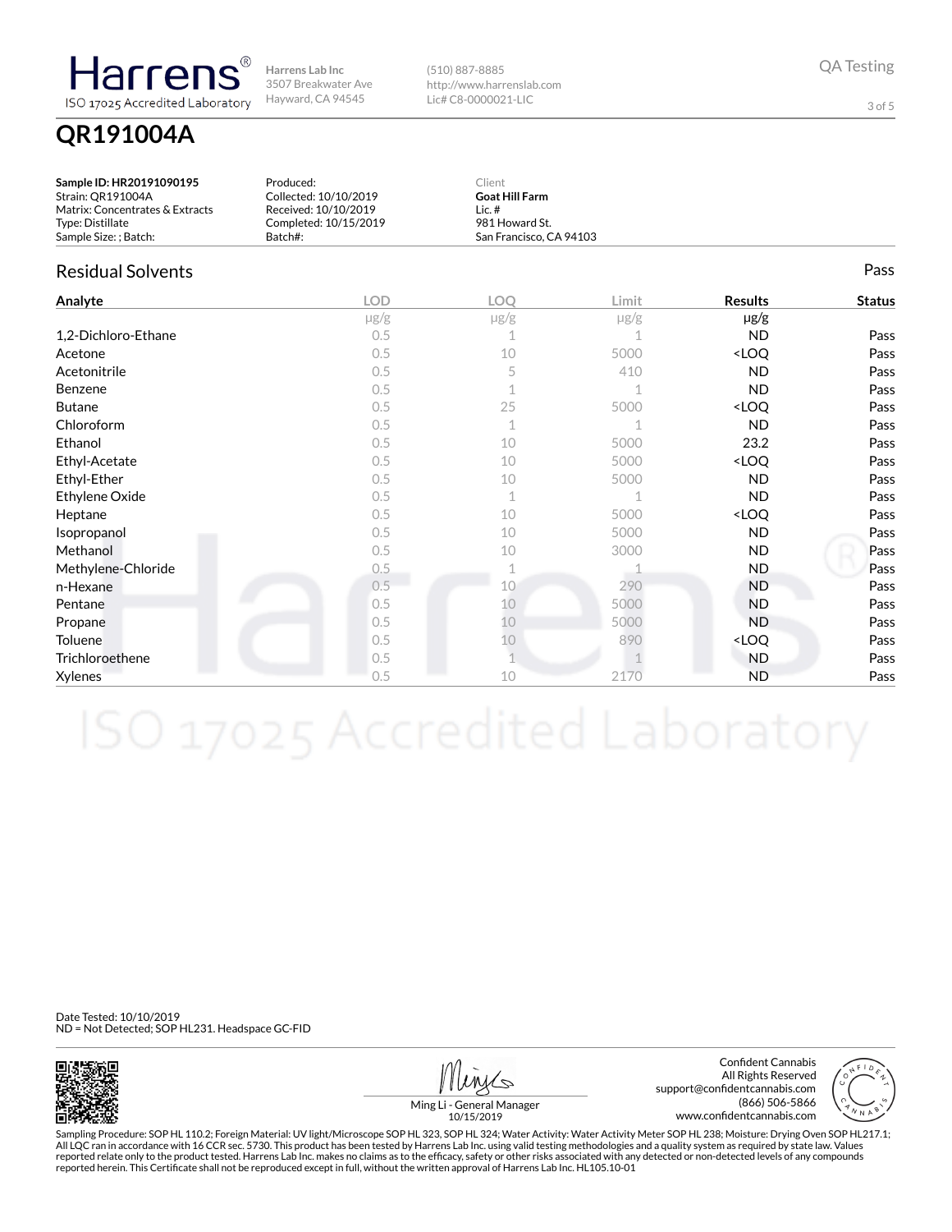**Harrens®**
ISO 17025 Accredited Laboratory

**Harrens Lab Inc**
3507 Breakwater Ave
Hayward, CA 94545

(510) 887-8885
http://www.harrenslab.com
Lic# C8-0000021-LIC

QA Testing

# QR191004A

**Sample ID: HR20191090195**
Strain: QR191004A
Matrix: Concentrates & Extracts
Type: Distillate
Sample Size: ; Batch:

Produced:
Collected: 10/10/2019
Received: 10/10/2019
Completed: 10/15/2019
Batch#:

Client
**Goat Hill Farm**
Lic. #
981 Howard St.
San Francisco, CA 94103

## Residual Solvents

Pass

| Analyte | LOD | LOQ | Limit | Results | Status |
|---|---|---|---|---|---|
| | μg/g | μg/g | μg/g | μg/g | |
| 1,2-Dichloro-Ethane | 0.5 | 1 | 1 | ND | Pass |
| Acetone | 0.5 | 10 | 5000 | <LOQ | Pass |
| Acetonitrile | 0.5 | 5 | 410 | ND | Pass |
| Benzene | 0.5 | 1 | 1 | ND | Pass |
| Butane | 0.5 | 25 | 5000 | <LOQ | Pass |
| Chloroform | 0.5 | 1 | 1 | ND | Pass |
| Ethanol | 0.5 | 10 | 5000 | 23.2 | Pass |
| Ethyl-Acetate | 0.5 | 10 | 5000 | <LOQ | Pass |
| Ethyl-Ether | 0.5 | 10 | 5000 | ND | Pass |
| Ethylene Oxide | 0.5 | 1 | 1 | ND | Pass |
| Heptane | 0.5 | 10 | 5000 | <LOQ | Pass |
| Isopropanol | 0.5 | 10 | 5000 | ND | Pass |
| Methanol | 0.5 | 10 | 3000 | ND | Pass |
| Methylene-Chloride | 0.5 | 1 | 1 | ND | Pass |
| n-Hexane | 0.5 | 10 | 290 | ND | Pass |
| Pentane | 0.5 | 10 | 5000 | ND | Pass |
| Propane | 0.5 | 10 | 5000 | ND | Pass |
| Toluene | 0.5 | 10 | 890 | <LOQ | Pass |
| Trichloroethene | 0.5 | 1 | 1 | ND | Pass |
| Xylenes | 0.5 | 10 | 2170 | ND | Pass |

Date Tested: 10/10/2019
ND = Not Detected; SOP HL231. Headspace GC-FID

Ming Li - General Manager
10/15/2019

Confident Cannabis
All Rights Reserved
support@confidentcannabis.com
(866) 506-5866
www.confidentcannabis.com

Sampling Procedure: SOP HL 110.2; Foreign Material: UV light/Microscope SOP HL 323, SOP HL 324; Water Activity: Water Activity Meter SOP HL 238; Moisture: Drying Oven SOP HL217.1; All LQC ran in accordance with 16 CCR sec. 5730. This product has been tested by Harrens Lab Inc. using valid testing methodologies and a quality system as required by state law. Values reported relate only to the product tested. Harrens Lab Inc. makes no claims as to the efficacy, safety or other risks associated with any detected or non-detected levels of any compounds reported herein. This Certificate shall not be reproduced except in full, without the written approval of Harrens Lab Inc. HL105.10-01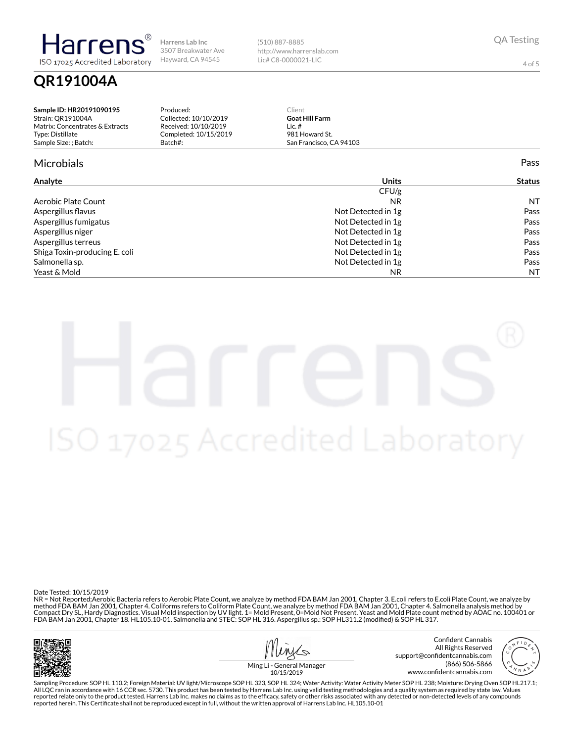Harrens Lab Inc
3507 Breakwater Ave
Hayward, CA 94545

(510) 887-8885
http://www.harrenslab.com
Lic# C8-0000021-LIC

QA Testing

# QR191004A

| | | |
|---|---|---|
| **Sample ID: HR20191090195** | Produced: | Client |
| Strain: QR191004A | Collected: 10/10/2019 | **Goat Hill Farm** |
| Matrix: Concentrates & Extracts | Received: 10/10/2019 | Lic. # |
| Type: Distillate | Completed: 10/15/2019 | 981 Howard St. |
| Sample Size: ; Batch: | Batch#: | San Francisco, CA 94103 |

## Microbials

Pass

| Analyte | Units | Status |
|---|---|---|
| | CFU/g | |
| Aerobic Plate Count | NR | NT |
| Aspergillus flavus | Not Detected in 1g | Pass |
| Aspergillus fumigatus | Not Detected in 1g | Pass |
| Aspergillus niger | Not Detected in 1g | Pass |
| Aspergillus terreus | Not Detected in 1g | Pass |
| Shiga Toxin-producing E. coli | Not Detected in 1g | Pass |
| Salmonella sp. | Not Detected in 1g | Pass |
| Yeast & Mold | NR | NT |

Date Tested: 10/15/2019
NR = Not Reported;Aerobic Bacteria refers to Aerobic Plate Count, we analyze by method FDA BAM Jan 2001, Chapter 3. E.coli refers to E.coli Plate Count, we analyze by method FDA BAM Jan 2001, Chapter 4. Coliforms refers to Coliform Plate Count, we analyze by method FDA BAM Jan 2001, Chapter 4. Salmonella analysis method by Compact Dry SL, Hardy Diagnostics. Visual Mold inspection by UV light. 1= Mold Present, 0=Mold Not Present. Yeast and Mold Plate count method by AOAC no. 100401 or FDA BAM Jan 2001, Chapter 18. HL105.10-01. Salmonella and STEC: SOP HL 316. Aspergillus sp.: SOP HL311.2 (modified) & SOP HL 317.

Ming Li - General Manager
10/15/2019

Confident Cannabis
All Rights Reserved
support@confidentcannabis.com
(866) 506-5866
www.confidentcannabis.com

Sampling Procedure: SOP HL 110.2; Foreign Material: UV light/Microscope SOP HL 323, SOP HL 324; Water Activity: Water Activity Meter SOP HL 238; Moisture: Drying Oven SOP HL217.1; All LQC ran in accordance with 16 CCR sec. 5730. This product has been tested by Harrens Lab Inc. using valid testing methodologies and a quality system as required by state law. Values reported relate only to the product tested. Harrens Lab Inc. makes no claims as to the efficacy, safety or other risks associated with any detected or non-detected levels of any compounds reported herein. This Certificate shall not be reproduced except in full, without the written approval of Harrens Lab Inc. HL105.10-01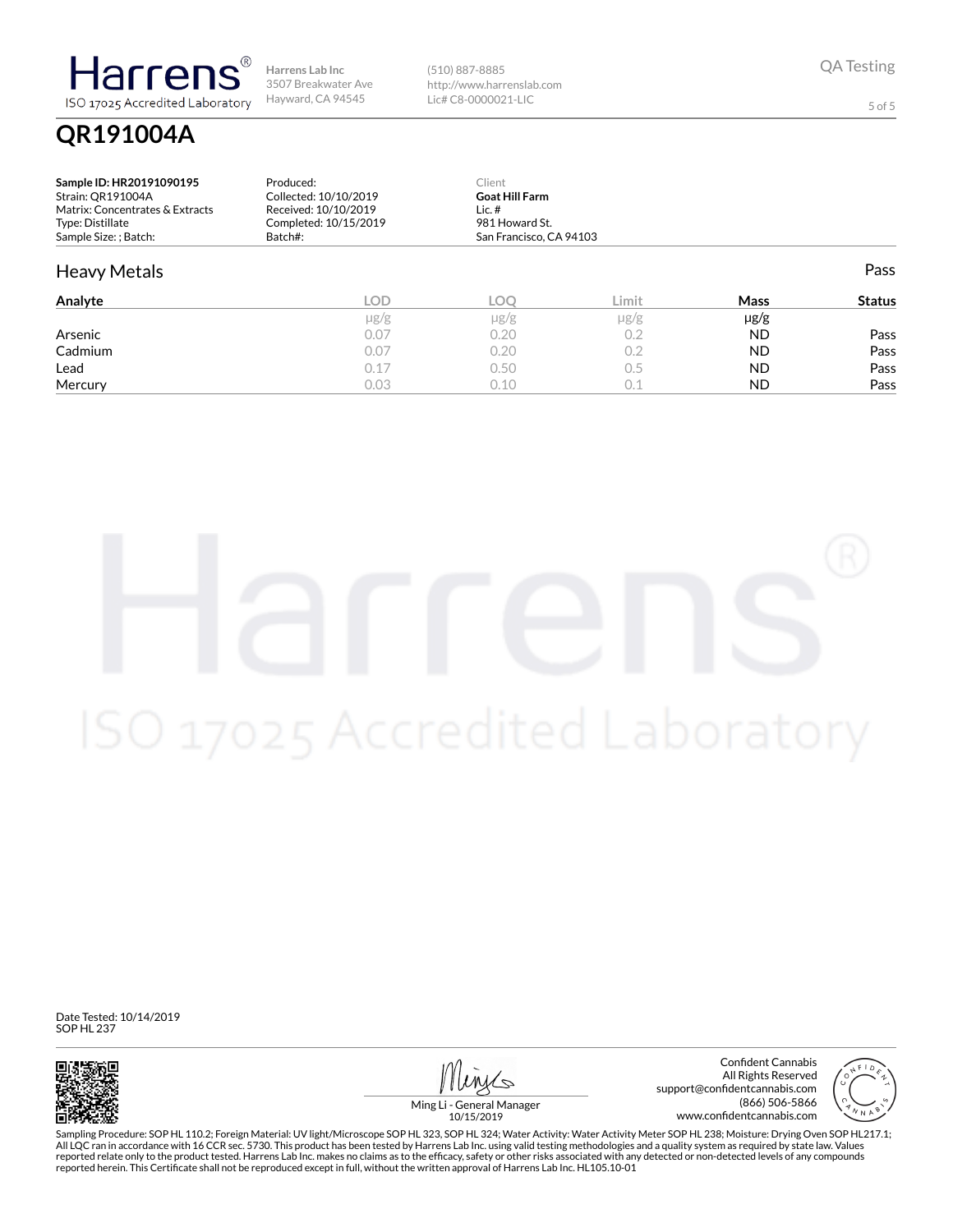Harrens®
ISO 17025 Accredited Laboratory

**Harrens Lab Inc**
3507 Breakwater Ave
Hayward, CA 94545

(510) 887-8885
http://www.harrenslab.com
Lic# C8-0000021-LIC

QA Testing

# QR191004A

**Sample ID: HR20191090195**
Strain: QR191004A
Matrix: Concentrates & Extracts
Type: Distillate
Sample Size: ; Batch:

Produced:
Collected: 10/10/2019
Received: 10/10/2019
Completed: 10/15/2019
Batch#:

Client
**Goat Hill Farm**
Lic. #
981 Howard St.
San Francisco, CA 94103

## Heavy Metals

Pass

| Analyte | LOD | LOQ | Limit | Mass | Status |
|---|---|---|---|---|---|
| | μg/g | μg/g | μg/g | μg/g | |
| Arsenic | 0.07 | 0.20 | 0.2 | ND | Pass |
| Cadmium | 0.07 | 0.20 | 0.2 | ND | Pass |
| Lead | 0.17 | 0.50 | 0.5 | ND | Pass |
| Mercury | 0.03 | 0.10 | 0.1 | ND | Pass |

Date Tested: 10/14/2019
SOP HL 237

Ming Li - General Manager
10/15/2019

Confident Cannabis
All Rights Reserved
support@confidentcannabis.com
(866) 506-5866
www.confidentcannabis.com

Sampling Procedure: SOP HL 110.2; Foreign Material: UV light/Microscope SOP HL 323, SOP HL 324; Water Activity: Water Activity Meter SOP HL 238; Moisture: Drying Oven SOP HL217.1; All LQC ran in accordance with 16 CCR sec. 5730. This product has been tested by Harrens Lab Inc. using valid testing methodologies and a quality system as required by state law. Values reported relate only to the product tested. Harrens Lab Inc. makes no claims as to the efficacy, safety or other risks associated with any detected or non-detected levels of any compounds reported herein. This Certificate shall not be reproduced except in full, without the written approval of Harrens Lab Inc. HL105.10-01